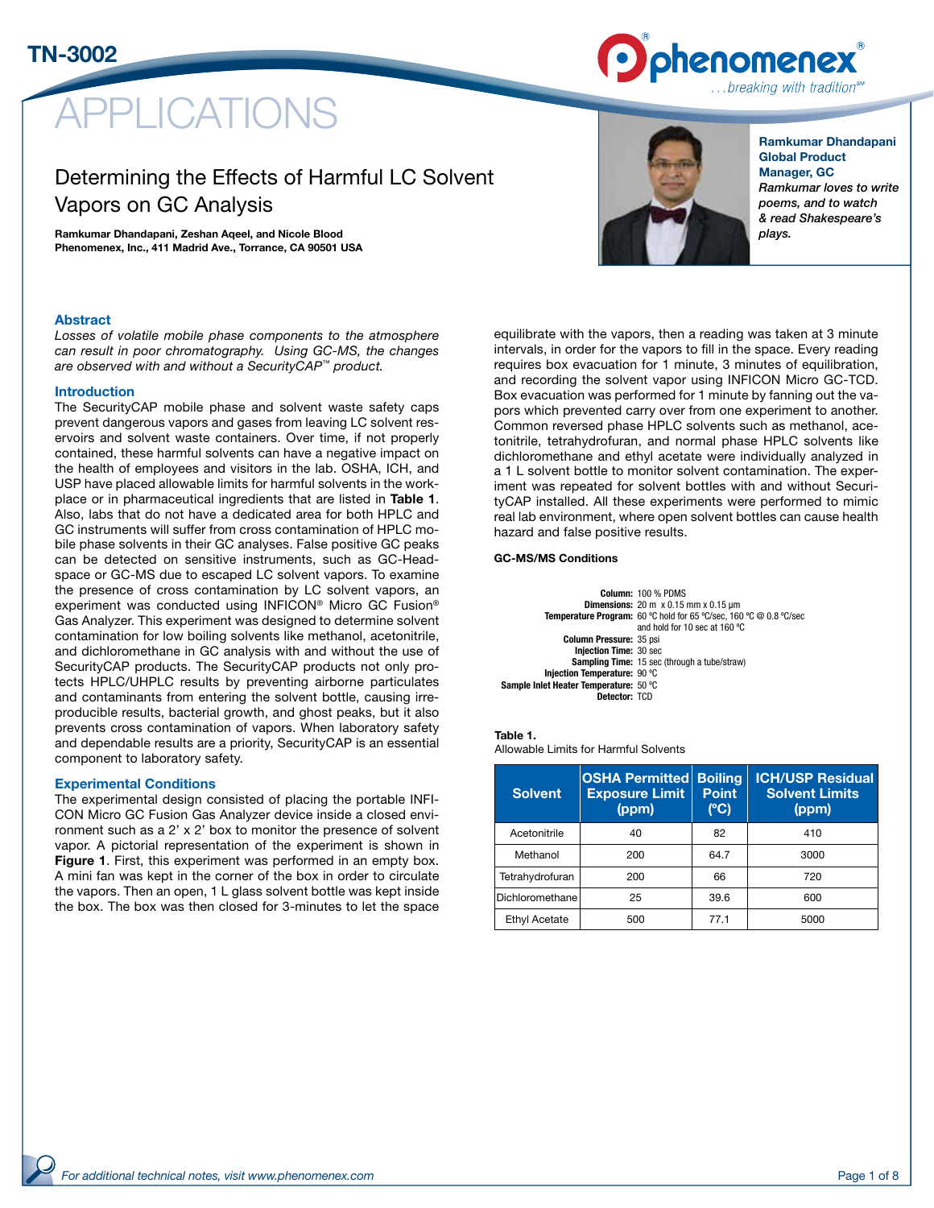# APPLICATIONS

## Determining the Effects of Harmful LC Solvent Vapors on GC Analysis

**Ramkumar Dhandapani, Zeshan Aqeel, and Nicole Blood**
**Phenomenex, Inc., 411 Madrid Ave., Torrance, CA 90501 USA**

**Ramkumar Dhandapani**
**Global Product Manager, GC**
*Ramkumar loves to write poems, and to watch & read Shakespeare's plays.*

### Abstract

*Losses of volatile mobile phase components to the atmosphere can result in poor chromatography. Using GC-MS, the changes are observed with and without a SecurityCAP™ product.*

### Introduction

The SecurityCAP mobile phase and solvent waste safety caps prevent dangerous vapors and gases from leaving LC solvent reservoirs and solvent waste containers. Over time, if not properly contained, these harmful solvents can have a negative impact on the health of employees and visitors in the lab. OSHA, ICH, and USP have placed allowable limits for harmful solvents in the workplace or in pharmaceutical ingredients that are listed in **Table 1**. Also, labs that do not have a dedicated area for both HPLC and GC instruments will suffer from cross contamination of HPLC mobile phase solvents in their GC analyses. False positive GC peaks can be detected on sensitive instruments, such as GC-Headspace or GC-MS due to escaped LC solvent vapors. To examine the presence of cross contamination by LC solvent vapors, an experiment was conducted using INFICON® Micro GC Fusion® Gas Analyzer. This experiment was designed to determine solvent contamination for low boiling solvents like methanol, acetonitrile, and dichloromethane in GC analysis with and without the use of SecurityCAP products. The SecurityCAP products not only protects HPLC/UHPLC results by preventing airborne particulates and contaminants from entering the solvent bottle, causing irreproducible results, bacterial growth, and ghost peaks, but it also prevents cross contamination of vapors. When laboratory safety and dependable results are a priority, SecurityCAP is an essential component to laboratory safety.

### Experimental Conditions

The experimental design consisted of placing the portable INFICON Micro GC Fusion Gas Analyzer device inside a closed environment such as a 2' x 2' box to monitor the presence of solvent vapor. A pictorial representation of the experiment is shown in **Figure 1**. First, this experiment was performed in an empty box. A mini fan was kept in the corner of the box in order to circulate the vapors. Then an open, 1 L glass solvent bottle was kept inside the box. The box was then closed for 3-minutes to let the space equilibrate with the vapors, then a reading was taken at 3 minute intervals, in order for the vapors to fill in the space. Every reading requires box evacuation for 1 minute, 3 minutes of equilibration, and recording the solvent vapor using INFICON Micro GC-TCD. Box evacuation was performed for 1 minute by fanning out the vapors which prevented carry over from one experiment to another. Common reversed phase HPLC solvents such as methanol, acetonitrile, tetrahydrofuran, and normal phase HPLC solvents like dichloromethane and ethyl acetate were individually analyzed in a 1 L solvent bottle to monitor solvent contamination. The experiment was repeated for solvent bottles with and without SecurityCAP installed. All these experiments were performed to mimic real lab environment, where open solvent bottles can cause health hazard and false positive results.

#### GC-MS/MS Conditions

**Column:** 100 % PDMS
**Dimensions:** 20 m x 0.15 mm x 0.15 µm
**Temperature Program:** 60 °C hold for 65 °C/sec, 160 °C @ 0.8 °C/sec and hold for 10 sec at 160 °C
**Column Pressure:** 35 psi
**Injection Time:** 30 sec
**Sampling Time:** 15 sec (through a tube/straw)
**Injection Temperature:** 90 °C
**Sample Inlet Heater Temperature:** 50 °C
**Detector:** TCD

**Table 1.**
Allowable Limits for Harmful Solvents

| Solvent | OSHA Permitted Exposure Limit (ppm) | Boiling Point (°C) | ICH/USP Residual Solvent Limits (ppm) |
|---|---|---|---|
| Acetonitrile | 40 | 82 | 410 |
| Methanol | 200 | 64.7 | 3000 |
| Tetrahydrofuran | 200 | 66 | 720 |
| Dichloromethane | 25 | 39.6 | 600 |
| Ethyl Acetate | 500 | 77.1 | 5000 |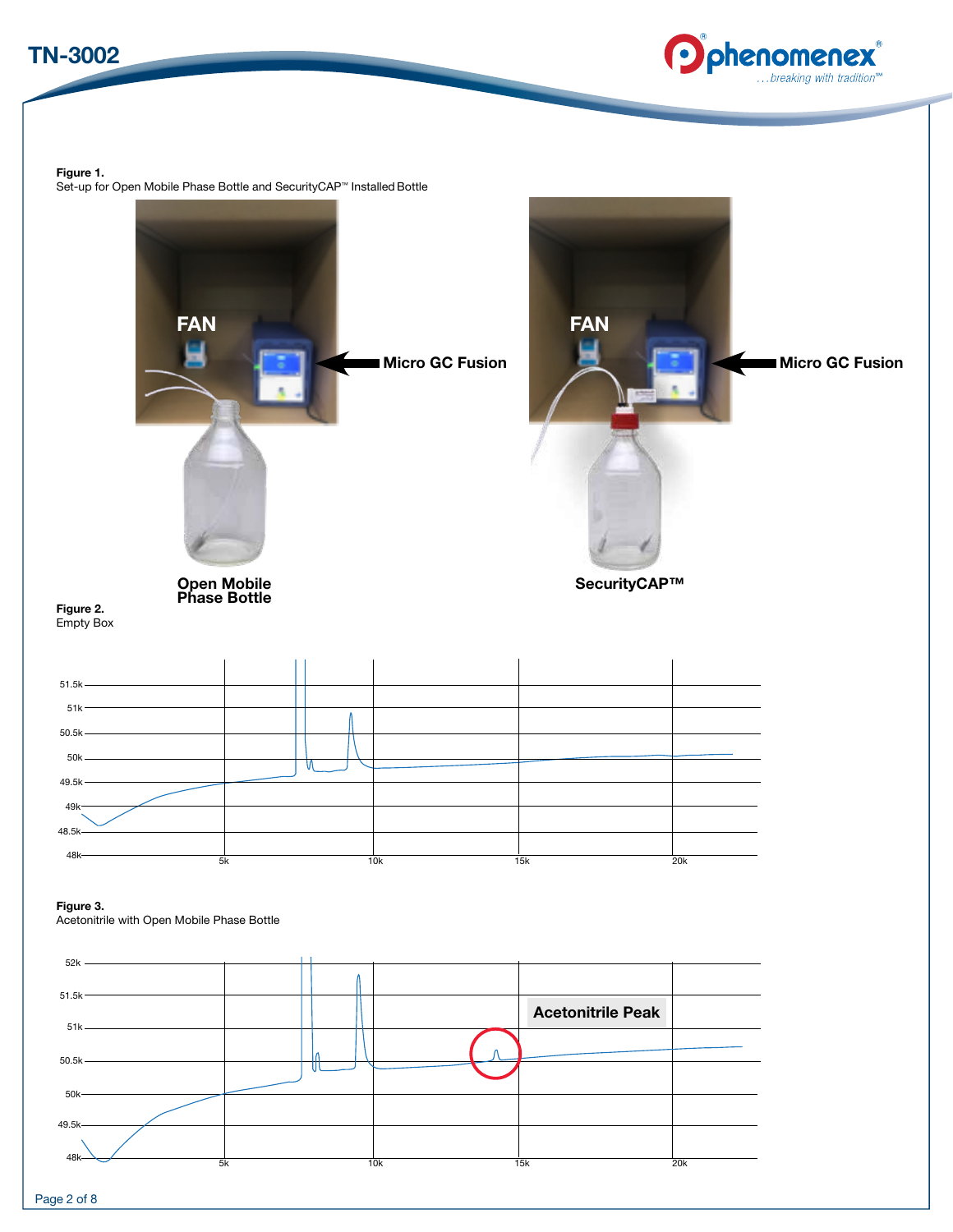**Figure 1.**
Set-up for Open Mobile Phase Bottle and SecurityCAP™ Installed Bottle

FAN

Micro GC Fusion

Open Mobile Phase Bottle

FAN

Micro GC Fusion

SecurityCAP™

**Figure 2.**
Empty Box

**Figure 3.**
Acetonitrile with Open Mobile Phase Bottle

Acetonitrile Peak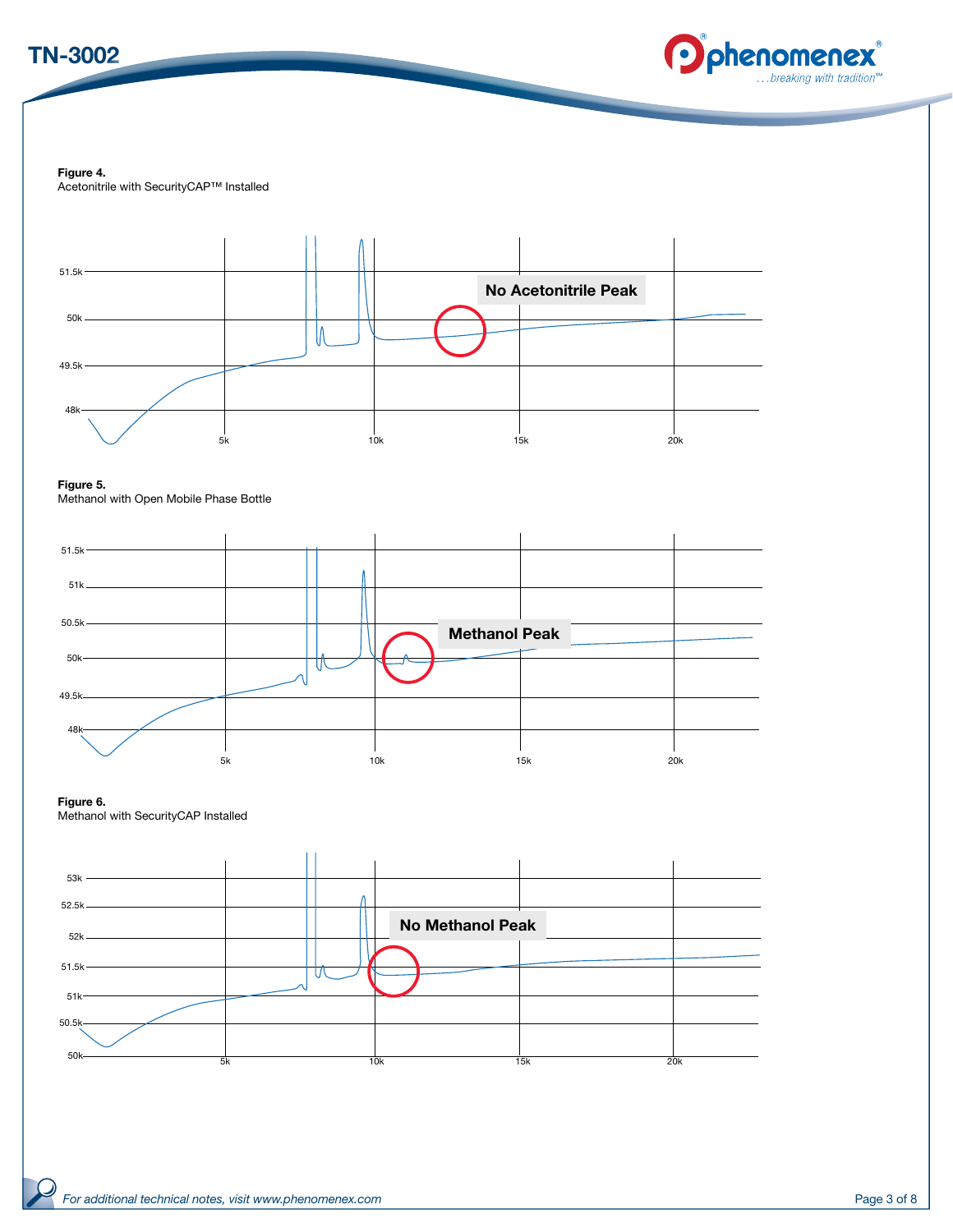**Figure 4.**
Acetonitrile with SecurityCAP™ Installed

**Figure 5.**
Methanol with Open Mobile Phase Bottle

**Figure 6.**
Methanol with SecurityCAP Installed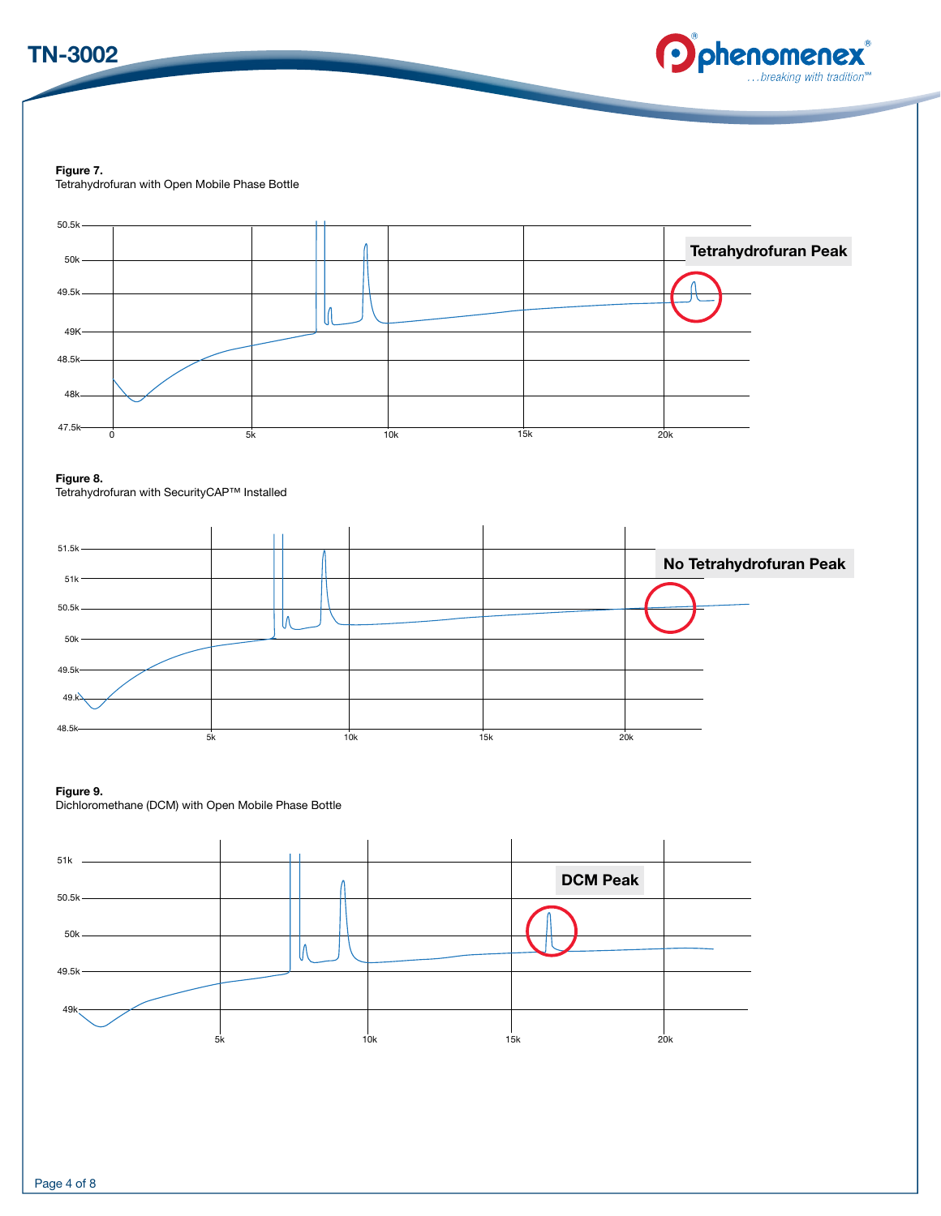**Figure 7.**
Tetrahydrofuran with Open Mobile Phase Bottle

**Figure 8.**
Tetrahydrofuran with SecurityCAP™ Installed

**Figure 9.**
Dichloromethane (DCM) with Open Mobile Phase Bottle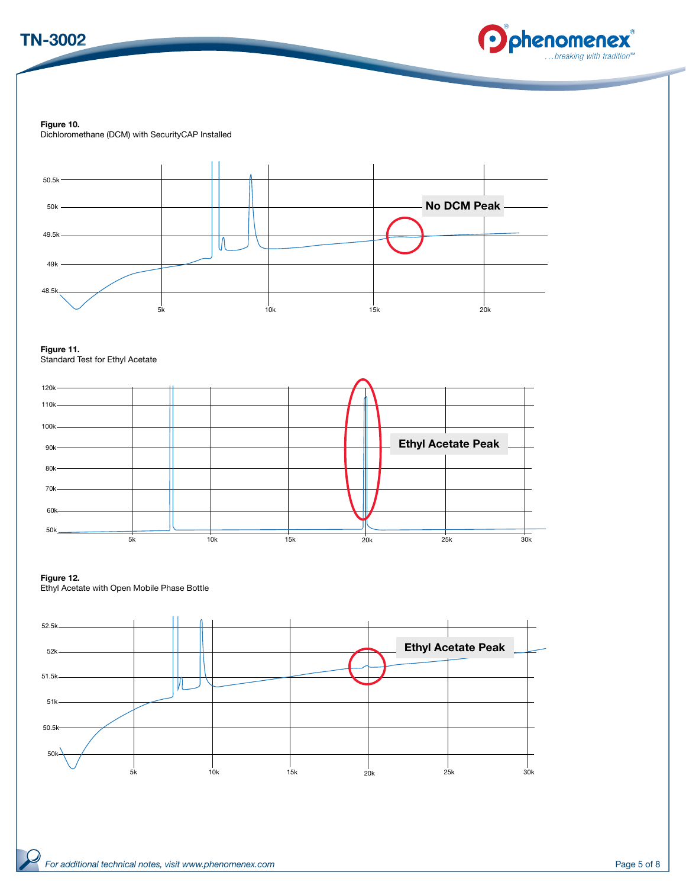**Figure 10.**
Dichloromethane (DCM) with SecurityCAP Installed

No DCM Peak

**Figure 11.**
Standard Test for Ethyl Acetate

Ethyl Acetate Peak

**Figure 12.**
Ethyl Acetate with Open Mobile Phase Bottle

Ethyl Acetate Peak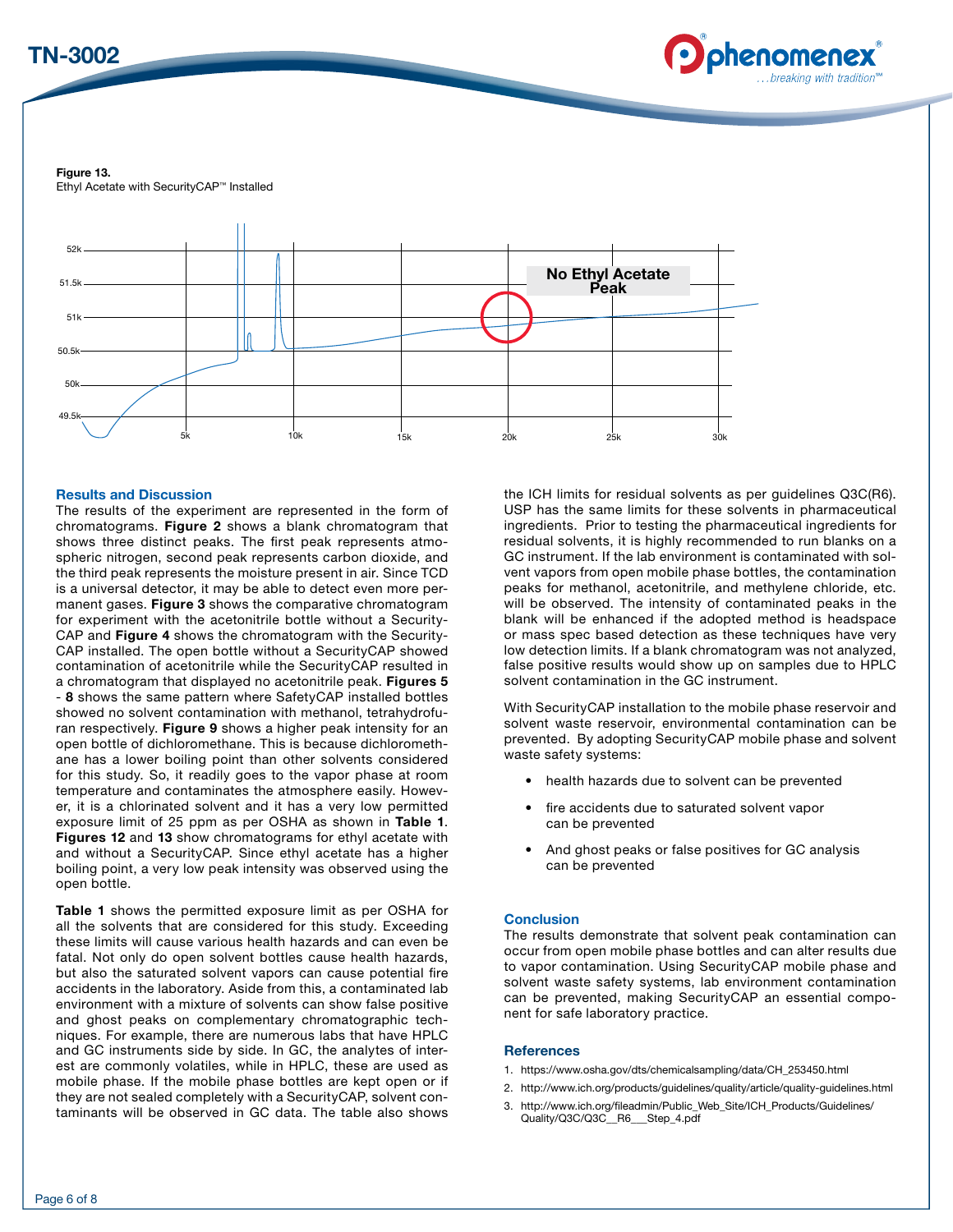**Figure 13.**
Ethyl Acetate with SecurityCAP™ Installed

### Results and Discussion

The results of the experiment are represented in the form of chromatograms. **Figure 2** shows a blank chromatogram that shows three distinct peaks. The first peak represents atmospheric nitrogen, second peak represents carbon dioxide, and the third peak represents the moisture present in air. Since TCD is a universal detector, it may be able to detect even more permanent gases. **Figure 3** shows the comparative chromatogram for experiment with the acetonitrile bottle without a SecurityCAP and **Figure 4** shows the chromatogram with the SecurityCAP installed. The open bottle without a SecurityCAP showed contamination of acetonitrile while the SecurityCAP resulted in a chromatogram that displayed no acetonitrile peak. **Figures 5 - 8** shows the same pattern where SafetyCAP installed bottles showed no solvent contamination with methanol, tetrahydrofuran respectively. **Figure 9** shows a higher peak intensity for an open bottle of dichloromethane. This is because dichloromethane has a lower boiling point than other solvents considered for this study. So, it readily goes to the vapor phase at room temperature and contaminates the atmosphere easily. However, it is a chlorinated solvent and it has a very low permitted exposure limit of 25 ppm as per OSHA as shown in **Table 1**. **Figures 12** and **13** show chromatograms for ethyl acetate with and without a SecurityCAP. Since ethyl acetate has a higher boiling point, a very low peak intensity was observed using the open bottle.

**Table 1** shows the permitted exposure limit as per OSHA for all the solvents that are considered for this study. Exceeding these limits will cause various health hazards and can even be fatal. Not only do open solvent bottles cause health hazards, but also the saturated solvent vapors can cause potential fire accidents in the laboratory. Aside from this, a contaminated lab environment with a mixture of solvents can show false positive and ghost peaks on complementary chromatographic techniques. For example, there are numerous labs that have HPLC and GC instruments side by side. In GC, the analytes of interest are commonly volatiles, while in HPLC, these are used as mobile phase. If the mobile phase bottles are kept open or if they are not sealed completely with a SecurityCAP, solvent contaminants will be observed in GC data. The table also shows the ICH limits for residual solvents as per guidelines Q3C(R6). USP has the same limits for these solvents in pharmaceutical ingredients. Prior to testing the pharmaceutical ingredients for residual solvents, it is highly recommended to run blanks on a GC instrument. If the lab environment is contaminated with solvent vapors from open mobile phase bottles, the contamination peaks for methanol, acetonitrile, and methylene chloride, etc. will be observed. The intensity of contaminated peaks in the blank will be enhanced if the adopted method is headspace or mass spec based detection as these techniques have very low detection limits. If a blank chromatogram was not analyzed, false positive results would show up on samples due to HPLC solvent contamination in the GC instrument.

With SecurityCAP installation to the mobile phase reservoir and solvent waste reservoir, environmental contamination can be prevented. By adopting SecurityCAP mobile phase and solvent waste safety systems:

- health hazards due to solvent can be prevented
- fire accidents due to saturated solvent vapor can be prevented
- And ghost peaks or false positives for GC analysis can be prevented

### Conclusion

The results demonstrate that solvent peak contamination can occur from open mobile phase bottles and can alter results due to vapor contamination. Using SecurityCAP mobile phase and solvent waste safety systems, lab environment contamination can be prevented, making SecurityCAP an essential component for safe laboratory practice.

### References

1. https://www.osha.gov/dts/chemicalsampling/data/CH_253450.html
2. http://www.ich.org/products/guidelines/quality/article/quality-guidelines.html
3. http://www.ich.org/fileadmin/Public_Web_Site/ICH_Products/Guidelines/Quality/Q3C/Q3C__R6___Step_4.pdf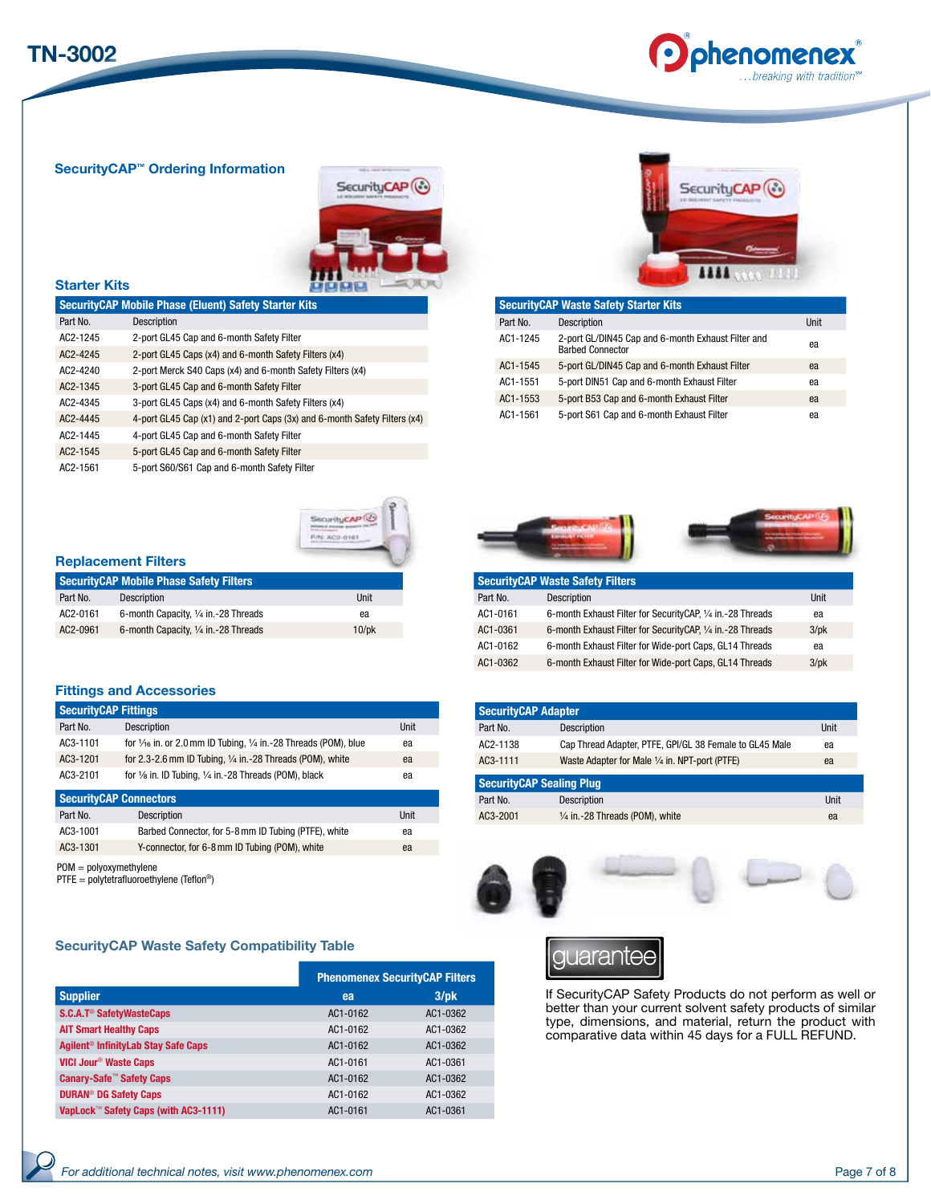## SecurityCAP™ Ordering Information

### Starter Kits

**SecurityCAP Mobile Phase (Eluent) Safety Starter Kits**

| Part No. | Description |
|---|---|
| AC2-1245 | 2-port GL45 Cap and 6-month Safety Filter |
| AC2-4245 | 2-port GL45 Caps (x4) and 6-month Safety Filters (x4) |
| AC2-4240 | 2-port Merck S40 Caps (x4) and 6-month Safety Filters (x4) |
| AC2-1345 | 3-port GL45 Cap and 6-month Safety Filter |
| AC2-4345 | 3-port GL45 Caps (x4) and 6-month Safety Filters (x4) |
| AC2-4445 | 4-port GL45 Cap (x1) and 2-port Caps (3x) and 6-month Safety Filters (x4) |
| AC2-1445 | 4-port GL45 Cap and 6-month Safety Filter |
| AC2-1545 | 5-port GL45 Cap and 6-month Safety Filter |
| AC2-1561 | 5-port S60/S61 Cap and 6-month Safety Filter |

**SecurityCAP Waste Safety Starter Kits**

| Part No. | Description | Unit |
|---|---|---|
| AC1-1245 | 2-port GL/DIN45 Cap and 6-month Exhaust Filter and Barbed Connector | ea |
| AC1-1545 | 5-port GL/DIN45 Cap and 6-month Exhaust Filter | ea |
| AC1-1551 | 5-port DIN51 Cap and 6-month Exhaust Filter | ea |
| AC1-1553 | 5-port B53 Cap and 6-month Exhaust Filter | ea |
| AC1-1561 | 5-port S61 Cap and 6-month Exhaust Filter | ea |

### Replacement Filters

**SecurityCAP Mobile Phase Safety Filters**

| Part No. | Description | Unit |
|---|---|---|
| AC2-0161 | 6-month Capacity, ¼ in.-28 Threads | ea |
| AC2-0961 | 6-month Capacity, ¼ in.-28 Threads | 10/pk |

**SecurityCAP Waste Safety Filters**

| Part No. | Description | Unit |
|---|---|---|
| AC1-0161 | 6-month Exhaust Filter for SecurityCAP, ¼ in.-28 Threads | ea |
| AC1-0361 | 6-month Exhaust Filter for SecurityCAP, ¼ in.-28 Threads | 3/pk |
| AC1-0162 | 6-month Exhaust Filter for Wide-port Caps, GL14 Threads | ea |
| AC1-0362 | 6-month Exhaust Filter for Wide-port Caps, GL14 Threads | 3/pk |

### Fittings and Accessories

**SecurityCAP Fittings**

| Part No. | Description | Unit |
|---|---|---|
| AC3-1101 | for 1/16 in. or 2.0 mm ID Tubing, ¼ in.-28 Threads (POM), blue | ea |
| AC3-1201 | for 2.3-2.6 mm ID Tubing, ¼ in.-28 Threads (POM), white | ea |
| AC3-2101 | for ⅛ in. ID Tubing, ¼ in.-28 Threads (POM), black | ea |

**SecurityCAP Connectors**

| Part No. | Description | Unit |
|---|---|---|
| AC3-1001 | Barbed Connector, for 5-8 mm ID Tubing (PTFE), white | ea |
| AC3-1301 | Y-connector, for 6-8 mm ID Tubing (POM), white | ea |

POM = polyoxymethylene
PTFE = polytetrafluoroethylene (Teflon®)

**SecurityCAP Adapter**

| Part No. | Description | Unit |
|---|---|---|
| AC2-1138 | Cap Thread Adapter, PTFE, GPI/GL 38 Female to GL45 Male | ea |
| AC3-1111 | Waste Adapter for Male ¼ in. NPT-port (PTFE) | ea |

**SecurityCAP Sealing Plug**

| Part No. | Description | Unit |
|---|---|---|
| AC3-2001 | ¼ in.-28 Threads (POM), white | ea |

### SecurityCAP Waste Safety Compatibility Table

| | Phenomenex SecurityCAP Filters | |
|---|---|---|
| **Supplier** | **ea** | **3/pk** |
| S.C.A.T® SafetyWasteCaps | AC1-0162 | AC1-0362 |
| AIT Smart Healthy Caps | AC1-0162 | AC1-0362 |
| Agilent® InfinityLab Stay Safe Caps | AC1-0162 | AC1-0362 |
| VICI Jour® Waste Caps | AC1-0161 | AC1-0361 |
| Canary-Safe™ Safety Caps | AC1-0162 | AC1-0362 |
| DURAN® DG Safety Caps | AC1-0162 | AC1-0362 |
| VapLock™ Safety Caps (with AC3-1111) | AC1-0161 | AC1-0361 |

**guarantee**

If SecurityCAP Safety Products do not perform as well or better than your current solvent safety products of similar type, dimensions, and material, return the product with comparative data within 45 days for a FULL REFUND.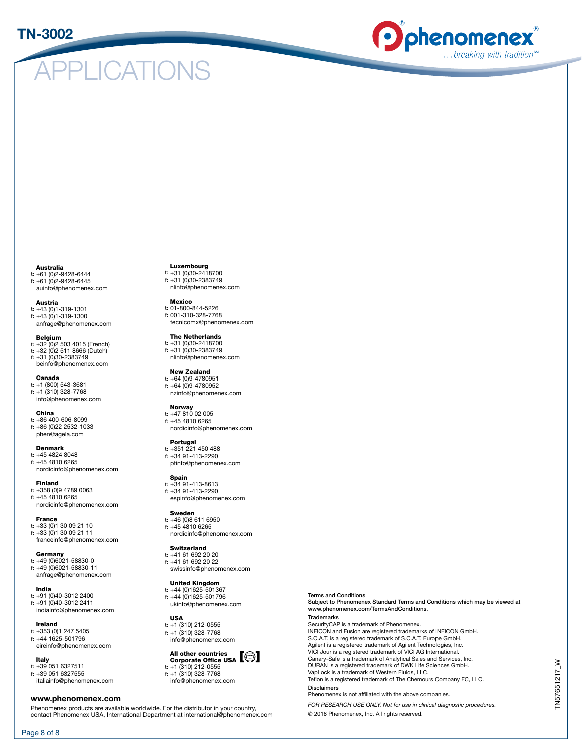# APPLICATIONS

**Australia**
t: +61 (0)2-9428-6444
f: +61 (0)2-9428-6445
auinfo@phenomenex.com

**Austria**
t: +43 (0)1-319-1301
f: +43 (0)1-319-1300
anfrage@phenomenex.com

**Belgium**
t: +32 (0)2 503 4015 (French)
t: +32 (0)2 511 8666 (Dutch)
f: +31 (0)30-2383749
beinfo@phenomenex.com

**Canada**
t: +1 (800) 543-3681
f: +1 (310) 328-7768
info@phenomenex.com

**China**
t: +86 400-606-8099
f: +86 (0)22 2532-1033
phen@agela.com

**Denmark**
t: +45 4824 8048
f: +45 4810 6265
nordicinfo@phenomenex.com

**Finland**
t: +358 (0)9 4789 0063
f: +45 4810 6265
nordicinfo@phenomenex.com

**France**
t: +33 (0)1 30 09 21 10
f: +33 (0)1 30 09 21 11
franceinfo@phenomenex.com

**Germany**
t: +49 (0)6021-58830-0
f: +49 (0)6021-58830-11
anfrage@phenomenex.com

**India**
t: +91 (0)40-3012 2400
f: +91 (0)40-3012 2411
indiainfo@phenomenex.com

**Ireland**
t: +353 (0)1 247 5405
f: +44 1625-501796
eireinfo@phenomenex.com

**Italy**
t: +39 051 6327511
f: +39 051 6327555
italiainfo@phenomenex.com

**Luxembourg**
t: +31 (0)30-2418700
f: +31 (0)30-2383749
nlinfo@phenomenex.com

**Mexico**
t: 01-800-844-5226
f: 001-310-328-7768
tecnicomx@phenomenex.com

**The Netherlands**
t: +31 (0)30-2418700
f: +31 (0)30-2383749
nlinfo@phenomenex.com

**New Zealand**
t: +64 (0)9-4780951
f: +64 (0)9-4780952
nzinfo@phenomenex.com

**Norway**
t: +47 810 02 005
f: +45 4810 6265
nordicinfo@phenomenex.com

**Portugal**
t: +351 221 450 488
f: +34 91-413-2290
ptinfo@phenomenex.com

**Spain**
t: +34 91-413-8613
f: +34 91-413-2290
espinfo@phenomenex.com

**Sweden**
t: +46 (0)8 611 6950
f: +45 4810 6265
nordicinfo@phenomenex.com

**Switzerland**
t: +41 61 692 20 20
f: +41 61 692 20 22
swissinfo@phenomenex.com

**United Kingdom**
t: +44 (0)1625-501367
f: +44 (0)1625-501796
ukinfo@phenomenex.com

**USA**
t: +1 (310) 212-0555
f: +1 (310) 328-7768
info@phenomenex.com

**All other countries**
**Corporate Office USA**
t: +1 (310) 212-0555
f: +1 (310) 328-7768
info@phenomenex.com

**www.phenomenex.com**

Phenomenex products are available worldwide. For the distributor in your country, contact Phenomenex USA, International Department at international@phenomenex.com

**Terms and Conditions**
Subject to Phenomenex Standard Terms and Conditions which may be viewed at www.phenomenex.com/TermsAndConditions.

**Trademarks**
SecurityCAP is a trademark of Phenomenex.
INFICON and Fusion are registered trademarks of INFICON GmbH.
S.C.A.T. is a registered trademark of S.C.A.T. Europe GmbH.
Agilent is a registered trademark of Agilent Technologies, Inc.
VICI Jour is a registered trademark of VICI AG International.
Canary-Safe is a trademark of Analytical Sales and Services, Inc.
DURAN is a registered trademark of DWK Life Sciences GmbH.
VapLock is a trademark of Western Fluids, LLC.
Teflon is a registered trademark of The Chemours Company FC, LLC.

**Disclaimers**
Phenomenex is not affiliated with the above companies.

*FOR RESEARCH USE ONLY. Not for use in clinical diagnostic procedures.*

© 2018 Phenomenex, Inc. All rights reserved.

TN5765121 7_W